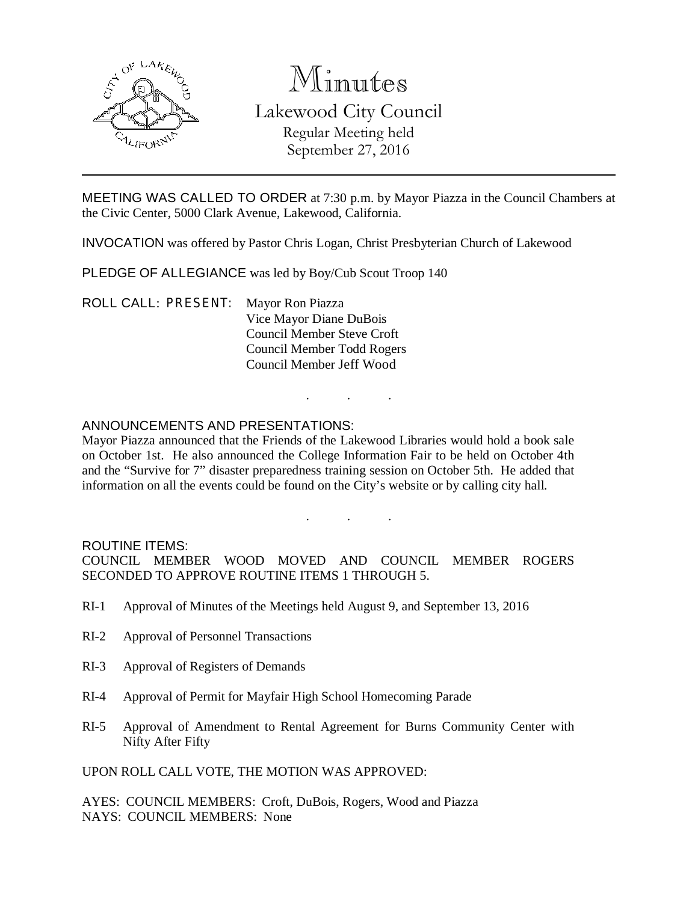# Minutes

## Lakewood City Council

Regular Meeting held
September 27, 2016

---

MEETING WAS CALLED TO ORDER at 7:30 p.m. by Mayor Piazza in the Council Chambers at the Civic Center, 5000 Clark Avenue, Lakewood, California.

INVOCATION was offered by Pastor Chris Logan, Christ Presbyterian Church of Lakewood

PLEDGE OF ALLEGIANCE was led by Boy/Cub Scout Troop 140

ROLL CALL: PRESENT: Mayor Ron Piazza
Vice Mayor Diane DuBois
Council Member Steve Croft
Council Member Todd Rogers
Council Member Jeff Wood

. . .

ANNOUNCEMENTS AND PRESENTATIONS:
Mayor Piazza announced that the Friends of the Lakewood Libraries would hold a book sale on October 1st. He also announced the College Information Fair to be held on October 4th and the "Survive for 7" disaster preparedness training session on October 5th. He added that information on all the events could be found on the City's website or by calling city hall.

. . .

ROUTINE ITEMS:
COUNCIL MEMBER WOOD MOVED AND COUNCIL MEMBER ROGERS SECONDED TO APPROVE ROUTINE ITEMS 1 THROUGH 5.

RI-1 Approval of Minutes of the Meetings held August 9, and September 13, 2016

RI-2 Approval of Personnel Transactions

RI-3 Approval of Registers of Demands

RI-4 Approval of Permit for Mayfair High School Homecoming Parade

RI-5 Approval of Amendment to Rental Agreement for Burns Community Center with Nifty After Fifty

UPON ROLL CALL VOTE, THE MOTION WAS APPROVED:

AYES: COUNCIL MEMBERS: Croft, DuBois, Rogers, Wood and Piazza
NAYS: COUNCIL MEMBERS: None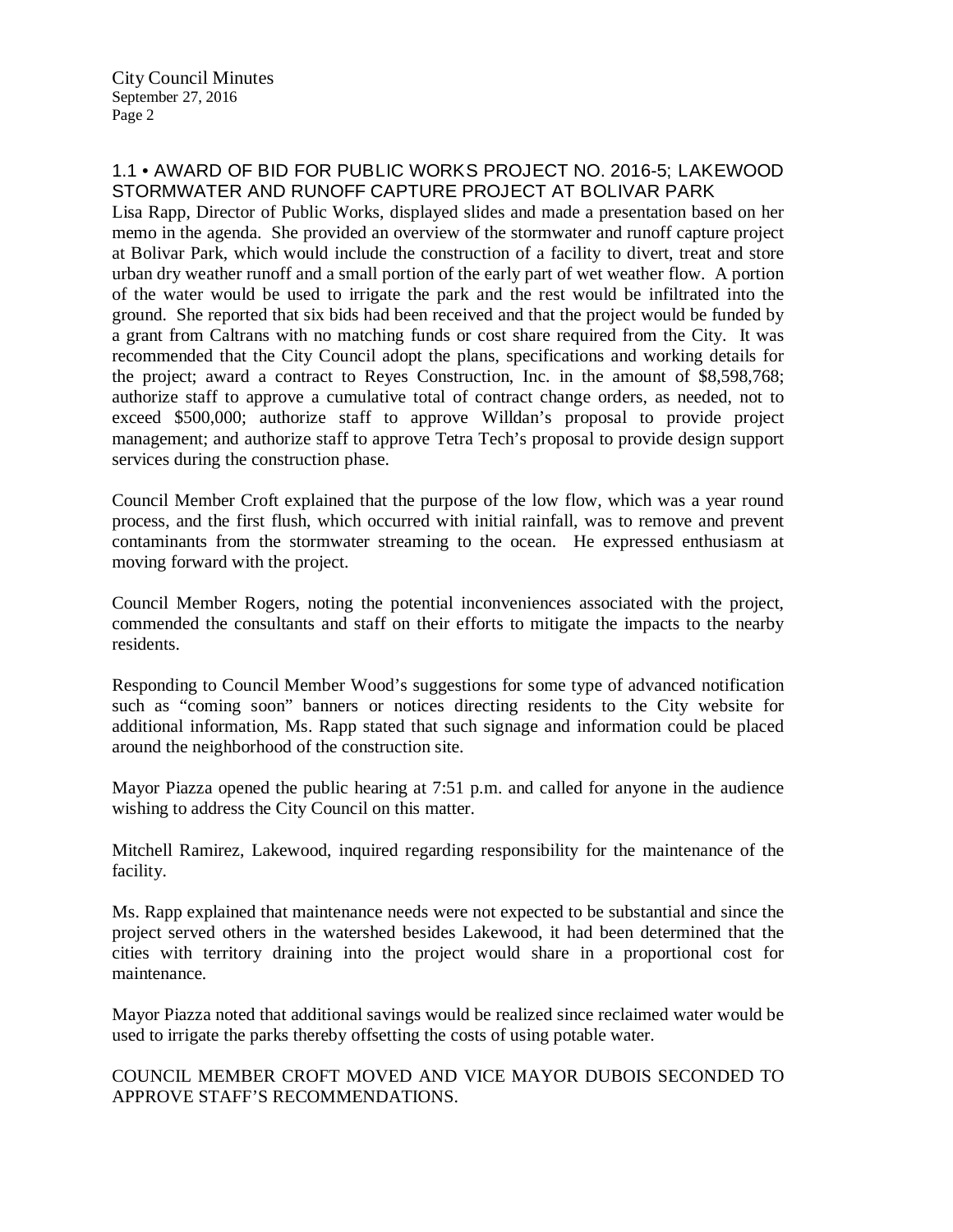### 1.1 • AWARD OF BID FOR PUBLIC WORKS PROJECT NO. 2016-5; LAKEWOOD STORMWATER AND RUNOFF CAPTURE PROJECT AT BOLIVAR PARK

Lisa Rapp, Director of Public Works, displayed slides and made a presentation based on her memo in the agenda. She provided an overview of the stormwater and runoff capture project at Bolivar Park, which would include the construction of a facility to divert, treat and store urban dry weather runoff and a small portion of the early part of wet weather flow. A portion of the water would be used to irrigate the park and the rest would be infiltrated into the ground. She reported that six bids had been received and that the project would be funded by a grant from Caltrans with no matching funds or cost share required from the City. It was recommended that the City Council adopt the plans, specifications and working details for the project; award a contract to Reyes Construction, Inc. in the amount of $8,598,768; authorize staff to approve a cumulative total of contract change orders, as needed, not to exceed $500,000; authorize staff to approve Willdan's proposal to provide project management; and authorize staff to approve Tetra Tech's proposal to provide design support services during the construction phase.

Council Member Croft explained that the purpose of the low flow, which was a year round process, and the first flush, which occurred with initial rainfall, was to remove and prevent contaminants from the stormwater streaming to the ocean. He expressed enthusiasm at moving forward with the project.

Council Member Rogers, noting the potential inconveniences associated with the project, commended the consultants and staff on their efforts to mitigate the impacts to the nearby residents.

Responding to Council Member Wood's suggestions for some type of advanced notification such as "coming soon" banners or notices directing residents to the City website for additional information, Ms. Rapp stated that such signage and information could be placed around the neighborhood of the construction site.

Mayor Piazza opened the public hearing at 7:51 p.m. and called for anyone in the audience wishing to address the City Council on this matter.

Mitchell Ramirez, Lakewood, inquired regarding responsibility for the maintenance of the facility.

Ms. Rapp explained that maintenance needs were not expected to be substantial and since the project served others in the watershed besides Lakewood, it had been determined that the cities with territory draining into the project would share in a proportional cost for maintenance.

Mayor Piazza noted that additional savings would be realized since reclaimed water would be used to irrigate the parks thereby offsetting the costs of using potable water.

COUNCIL MEMBER CROFT MOVED AND VICE MAYOR DUBOIS SECONDED TO APPROVE STAFF'S RECOMMENDATIONS.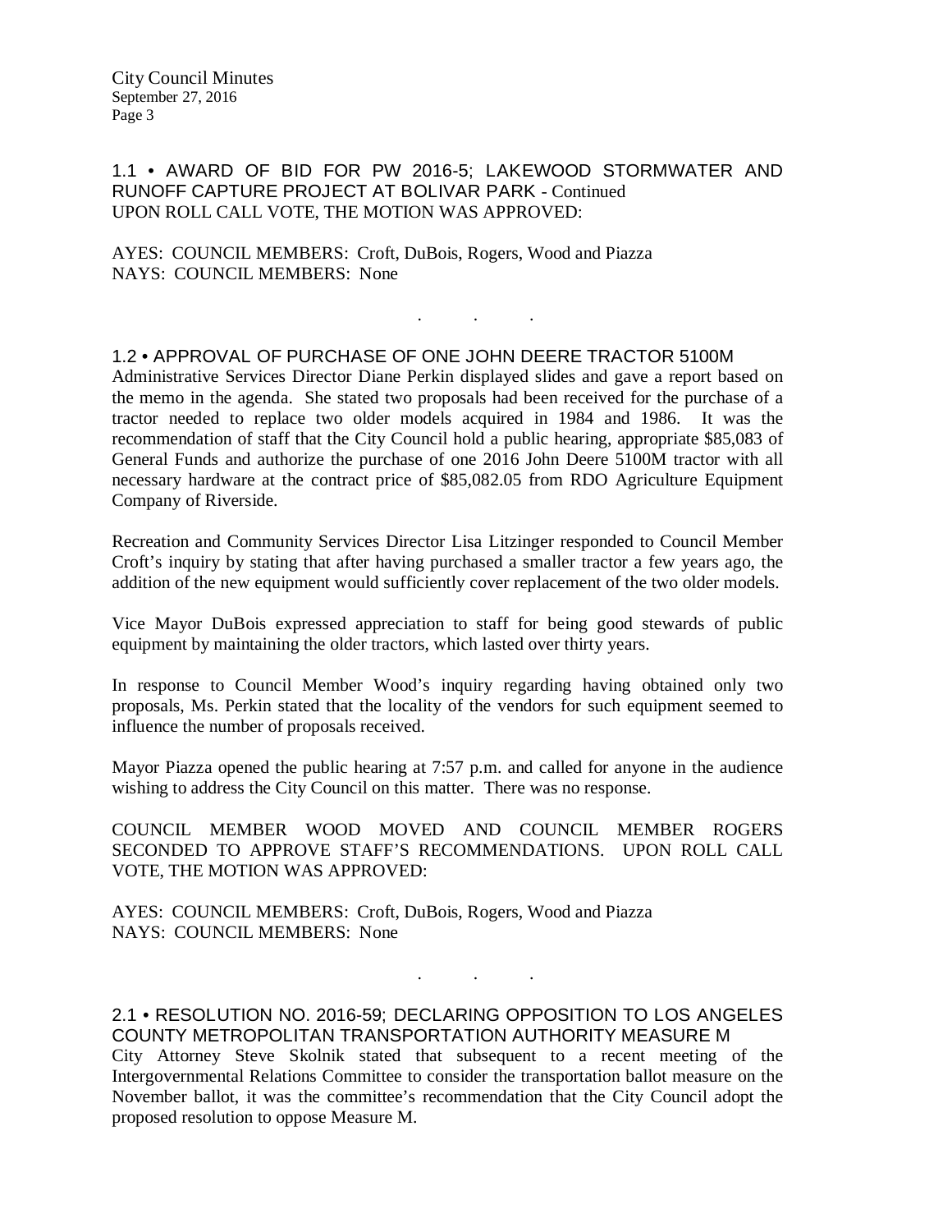## 1.1 • AWARD OF BID FOR PW 2016-5; LAKEWOOD STORMWATER AND RUNOFF CAPTURE PROJECT AT BOLIVAR PARK - Continued

UPON ROLL CALL VOTE, THE MOTION WAS APPROVED:

AYES: COUNCIL MEMBERS: Croft, DuBois, Rogers, Wood and Piazza
NAYS: COUNCIL MEMBERS: None

. . .

## 1.2 • APPROVAL OF PURCHASE OF ONE JOHN DEERE TRACTOR 5100M

Administrative Services Director Diane Perkin displayed slides and gave a report based on the memo in the agenda. She stated two proposals had been received for the purchase of a tractor needed to replace two older models acquired in 1984 and 1986. It was the recommendation of staff that the City Council hold a public hearing, appropriate $85,083 of General Funds and authorize the purchase of one 2016 John Deere 5100M tractor with all necessary hardware at the contract price of $85,082.05 from RDO Agriculture Equipment Company of Riverside.

Recreation and Community Services Director Lisa Litzinger responded to Council Member Croft's inquiry by stating that after having purchased a smaller tractor a few years ago, the addition of the new equipment would sufficiently cover replacement of the two older models.

Vice Mayor DuBois expressed appreciation to staff for being good stewards of public equipment by maintaining the older tractors, which lasted over thirty years.

In response to Council Member Wood's inquiry regarding having obtained only two proposals, Ms. Perkin stated that the locality of the vendors for such equipment seemed to influence the number of proposals received.

Mayor Piazza opened the public hearing at 7:57 p.m. and called for anyone in the audience wishing to address the City Council on this matter. There was no response.

COUNCIL MEMBER WOOD MOVED AND COUNCIL MEMBER ROGERS SECONDED TO APPROVE STAFF'S RECOMMENDATIONS. UPON ROLL CALL VOTE, THE MOTION WAS APPROVED:

AYES: COUNCIL MEMBERS: Croft, DuBois, Rogers, Wood and Piazza
NAYS: COUNCIL MEMBERS: None

. . .

## 2.1 • RESOLUTION NO. 2016-59; DECLARING OPPOSITION TO LOS ANGELES COUNTY METROPOLITAN TRANSPORTATION AUTHORITY MEASURE M

City Attorney Steve Skolnik stated that subsequent to a recent meeting of the Intergovernmental Relations Committee to consider the transportation ballot measure on the November ballot, it was the committee's recommendation that the City Council adopt the proposed resolution to oppose Measure M.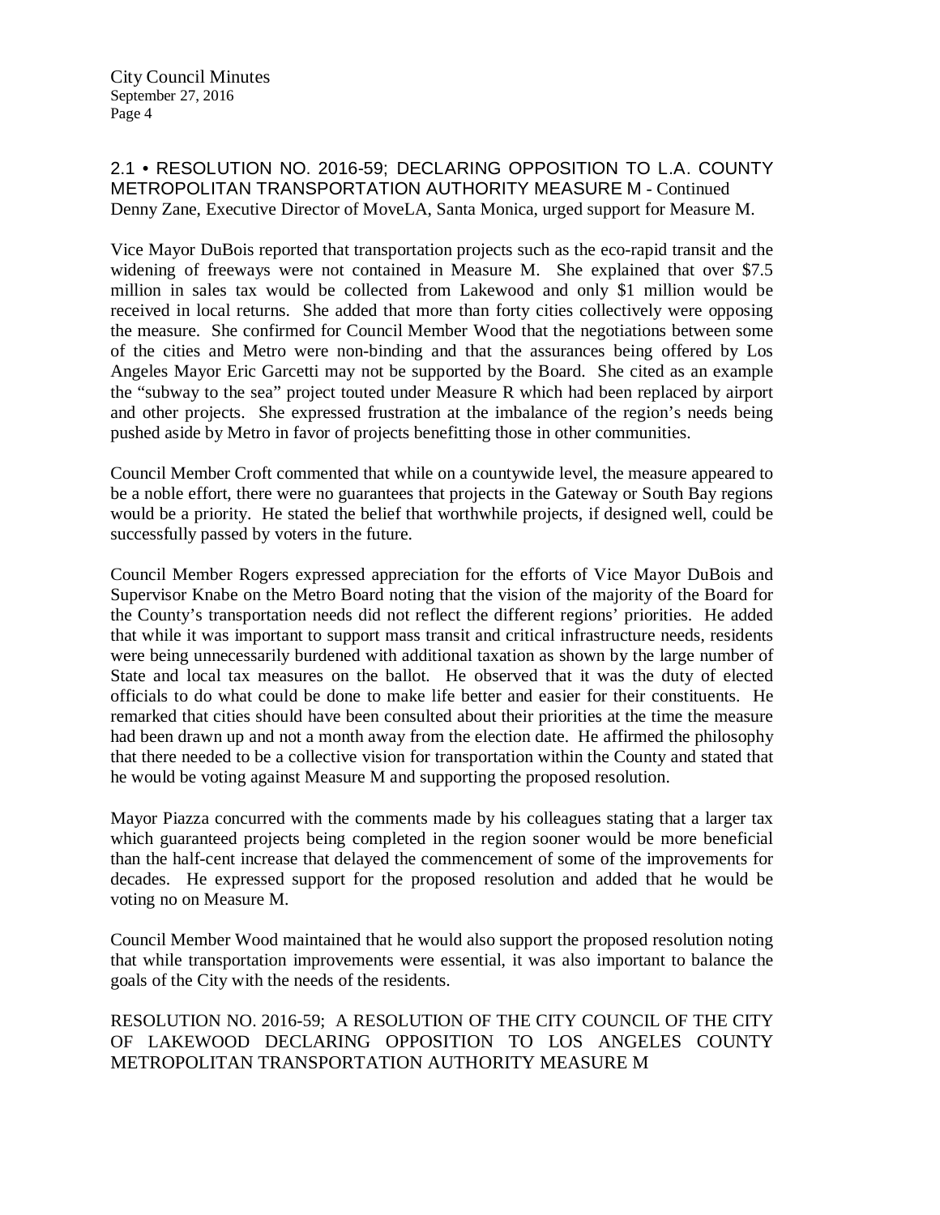2.1 • RESOLUTION NO. 2016-59; DECLARING OPPOSITION TO L.A. COUNTY METROPOLITAN TRANSPORTATION AUTHORITY MEASURE M - Continued
Denny Zane, Executive Director of MoveLA, Santa Monica, urged support for Measure M.

Vice Mayor DuBois reported that transportation projects such as the eco-rapid transit and the widening of freeways were not contained in Measure M. She explained that over $7.5 million in sales tax would be collected from Lakewood and only $1 million would be received in local returns. She added that more than forty cities collectively were opposing the measure. She confirmed for Council Member Wood that the negotiations between some of the cities and Metro were non-binding and that the assurances being offered by Los Angeles Mayor Eric Garcetti may not be supported by the Board. She cited as an example the "subway to the sea" project touted under Measure R which had been replaced by airport and other projects. She expressed frustration at the imbalance of the region's needs being pushed aside by Metro in favor of projects benefitting those in other communities.

Council Member Croft commented that while on a countywide level, the measure appeared to be a noble effort, there were no guarantees that projects in the Gateway or South Bay regions would be a priority. He stated the belief that worthwhile projects, if designed well, could be successfully passed by voters in the future.

Council Member Rogers expressed appreciation for the efforts of Vice Mayor DuBois and Supervisor Knabe on the Metro Board noting that the vision of the majority of the Board for the County's transportation needs did not reflect the different regions' priorities. He added that while it was important to support mass transit and critical infrastructure needs, residents were being unnecessarily burdened with additional taxation as shown by the large number of State and local tax measures on the ballot. He observed that it was the duty of elected officials to do what could be done to make life better and easier for their constituents. He remarked that cities should have been consulted about their priorities at the time the measure had been drawn up and not a month away from the election date. He affirmed the philosophy that there needed to be a collective vision for transportation within the County and stated that he would be voting against Measure M and supporting the proposed resolution.

Mayor Piazza concurred with the comments made by his colleagues stating that a larger tax which guaranteed projects being completed in the region sooner would be more beneficial than the half-cent increase that delayed the commencement of some of the improvements for decades. He expressed support for the proposed resolution and added that he would be voting no on Measure M.

Council Member Wood maintained that he would also support the proposed resolution noting that while transportation improvements were essential, it was also important to balance the goals of the City with the needs of the residents.

RESOLUTION NO. 2016-59; A RESOLUTION OF THE CITY COUNCIL OF THE CITY OF LAKEWOOD DECLARING OPPOSITION TO LOS ANGELES COUNTY METROPOLITAN TRANSPORTATION AUTHORITY MEASURE M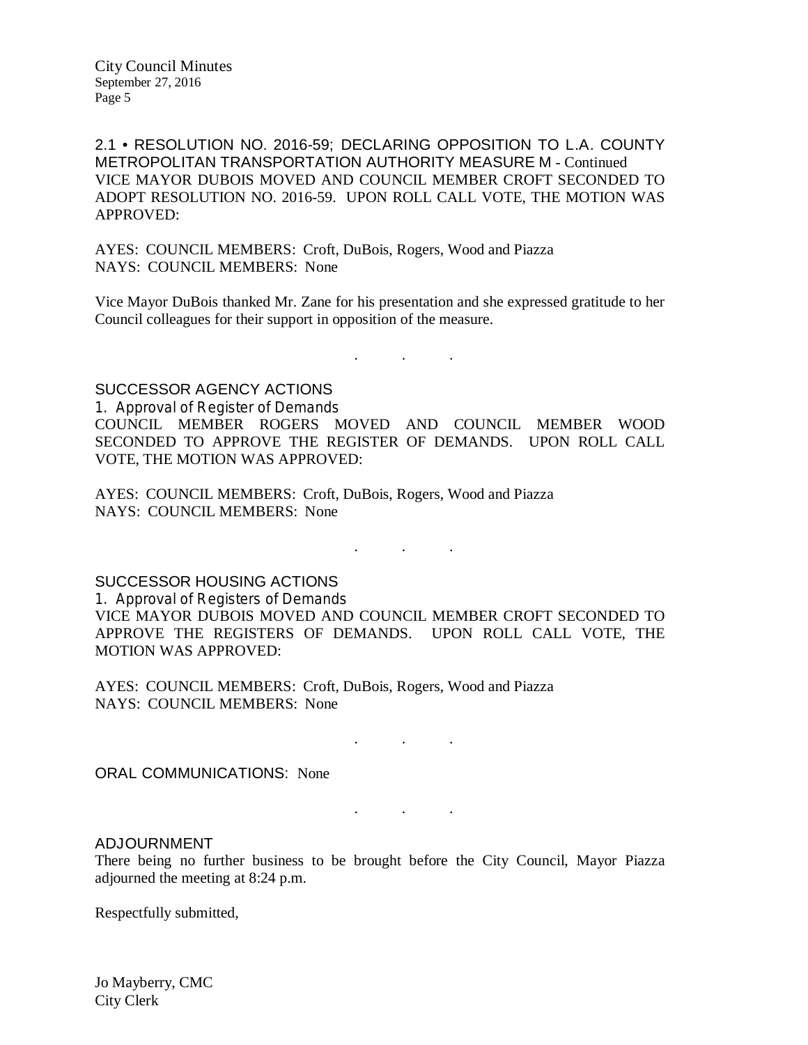2.1 • RESOLUTION NO. 2016-59; DECLARING OPPOSITION TO L.A. COUNTY METROPOLITAN TRANSPORTATION AUTHORITY MEASURE M - Continued

VICE MAYOR DUBOIS MOVED AND COUNCIL MEMBER CROFT SECONDED TO ADOPT RESOLUTION NO. 2016-59. UPON ROLL CALL VOTE, THE MOTION WAS APPROVED:

AYES: COUNCIL MEMBERS: Croft, DuBois, Rogers, Wood and Piazza
NAYS: COUNCIL MEMBERS: None

Vice Mayor DuBois thanked Mr. Zane for his presentation and she expressed gratitude to her Council colleagues for their support in opposition of the measure.

. . .

## SUCCESSOR AGENCY ACTIONS

1. Approval of Register of Demands

COUNCIL MEMBER ROGERS MOVED AND COUNCIL MEMBER WOOD SECONDED TO APPROVE THE REGISTER OF DEMANDS. UPON ROLL CALL VOTE, THE MOTION WAS APPROVED:

AYES: COUNCIL MEMBERS: Croft, DuBois, Rogers, Wood and Piazza
NAYS: COUNCIL MEMBERS: None

. . .

## SUCCESSOR HOUSING ACTIONS

1. Approval of Registers of Demands

VICE MAYOR DUBOIS MOVED AND COUNCIL MEMBER CROFT SECONDED TO APPROVE THE REGISTERS OF DEMANDS. UPON ROLL CALL VOTE, THE MOTION WAS APPROVED:

AYES: COUNCIL MEMBERS: Croft, DuBois, Rogers, Wood and Piazza
NAYS: COUNCIL MEMBERS: None

. . .

ORAL COMMUNICATIONS: None

. . .

## ADJOURNMENT

There being no further business to be brought before the City Council, Mayor Piazza adjourned the meeting at 8:24 p.m.

Respectfully submitted,

Jo Mayberry, CMC
City Clerk